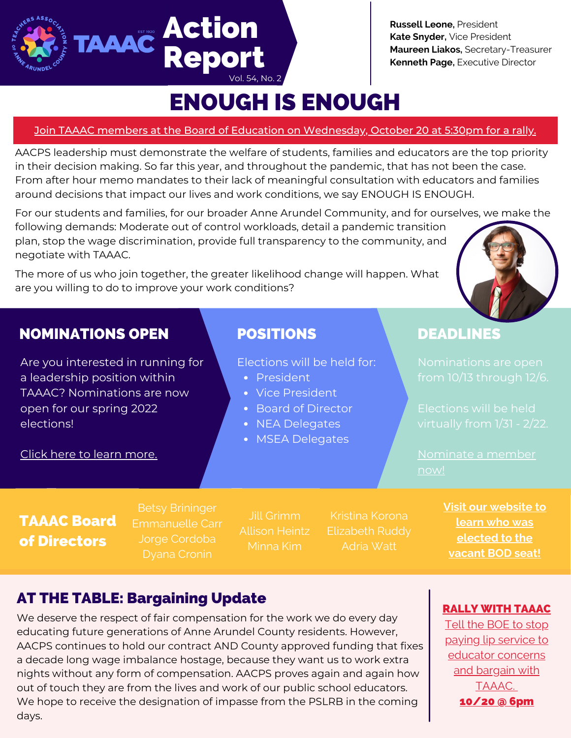# TAAAC Action Report

Vol. 54, No. 2

**Russell Leone**, President
**Kate Snyder**, Vice President
**Maureen Liakos**, Secretary-Treasurer
**Kenneth Page**, Executive Director

# ENOUGH IS ENOUGH

Join TAAAC members at the Board of Education on Wednesday, October 20 at 5:30pm for a rally.

AACPS leadership must demonstrate the welfare of students, families and educators are the top priority in their decision making. So far this year, and throughout the pandemic, that has not been the case. From after hour memo mandates to their lack of meaningful consultation with educators and families around decisions that impact our lives and work conditions, we say ENOUGH IS ENOUGH.

For our students and families, for our broader Anne Arundel Community, and for ourselves, we make the following demands: Moderate out of control workloads, detail a pandemic transition plan, stop the wage discrimination, provide full transparency to the community, and negotiate with TAAAC.

The more of us who join together, the greater likelihood change will happen. What are you willing to do to improve your work conditions?

## NOMINATIONS OPEN

Are you interested in running for a leadership position within TAAAC? Nominations are now open for our spring 2022 elections!

Click here to learn more.

## POSITIONS

Elections will be held for:

- President
- Vice President
- Board of Director
- NEA Delegates
- MSEA Delegates

## DEADLINES

Nominations are open from 10/13 through 12/6.

Elections will be held virtually from 1/31 - 2/22.

Nominate a member now!

## TAAAC Board of Directors

Betsy Brininger
Emmanuelle Carr
Jorge Cordoba
Dyana Cronin
Jill Grimm
Allison Heintz
Minna Kim
Kristina Korona
Elizabeth Ruddy
Adria Watt

Visit our website to learn who was elected to the vacant BOD seat!

## AT THE TABLE: Bargaining Update

We deserve the respect of fair compensation for the work we do every day educating future generations of Anne Arundel County residents. However, AACPS continues to hold our contract AND County approved funding that fixes a decade long wage imbalance hostage, because they want us to work extra nights without any form of compensation. AACPS proves again and again how out of touch they are from the lives and work of our public school educators. We hope to receive the designation of impasse from the PSLRB in the coming days.

**RALLY WITH TAAAC**

Tell the BOE to stop paying lip service to educator concerns and bargain with TAAAC.

**10/20 @ 6pm**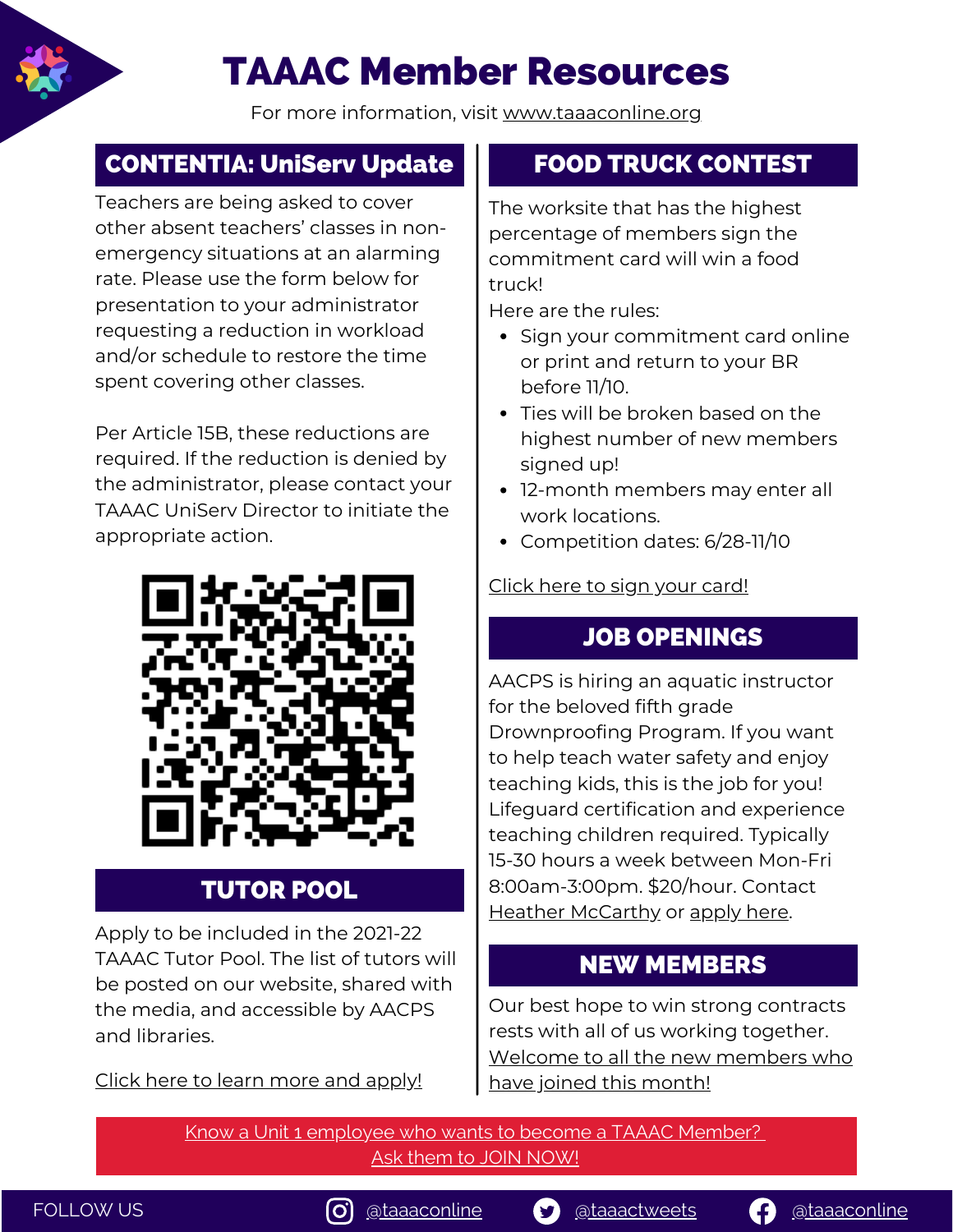# TAAAC Member Resources

For more information, visit www.taaaconline.org

## CONTENTIA: UniServ Update

Teachers are being asked to cover other absent teachers' classes in non-emergency situations at an alarming rate. Please use the form below for presentation to your administrator requesting a reduction in workload and/or schedule to restore the time spent covering other classes.

Per Article 15B, these reductions are required. If the reduction is denied by the administrator, please contact your TAAAC UniServ Director to initiate the appropriate action.

## TUTOR POOL

Apply to be included in the 2021-22 TAAAC Tutor Pool. The list of tutors will be posted on our website, shared with the media, and accessible by AACPS and libraries.

Click here to learn more and apply!

## FOOD TRUCK CONTEST

The worksite that has the highest percentage of members sign the commitment card will win a food truck!

Here are the rules:

- Sign your commitment card online or print and return to your BR before 11/10.
- Ties will be broken based on the highest number of new members signed up!
- 12-month members may enter all work locations.
- Competition dates: 6/28-11/10

Click here to sign your card!

## JOB OPENINGS

AACPS is hiring an aquatic instructor for the beloved fifth grade Drownproofing Program. If you want to help teach water safety and enjoy teaching kids, this is the job for you! Lifeguard certification and experience teaching children required. Typically 15-30 hours a week between Mon-Fri 8:00am-3:00pm. $20/hour. Contact Heather McCarthy or apply here.

## NEW MEMBERS

Our best hope to win strong contracts rests with all of us working together. Welcome to all the new members who have joined this month!

Know a Unit 1 employee who wants to become a TAAAC Member?
Ask them to JOIN NOW!

FOLLOW US @taaaconline @taaactweets @taaaconline